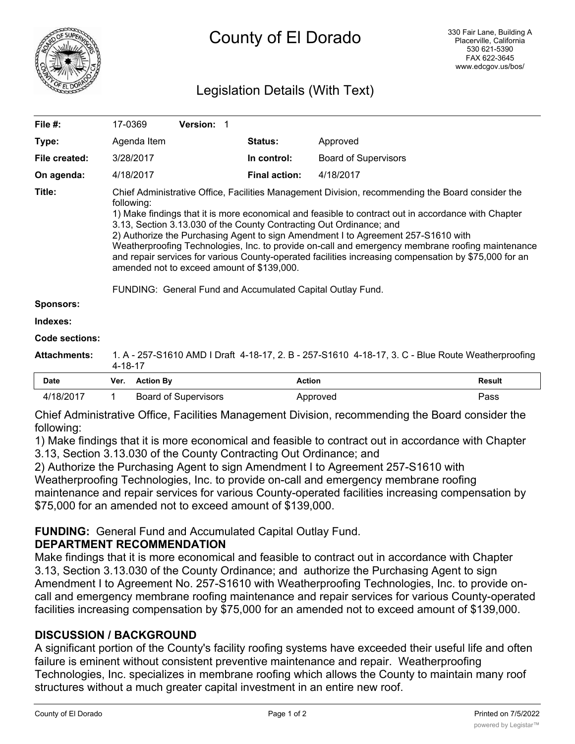# County of El Dorado

330 Fair Lane, Building A
Placerville, California
530 621-5390
FAX 622-3645
www.edcgov.us/bos/

## Legislation Details (With Text)

| | | | |
|---|---|---|---|
| **File #:** | 17-0369 **Version:** 1 | | |
| **Type:** | Agenda Item | **Status:** | Approved |
| **File created:** | 3/28/2017 | **In control:** | Board of Supervisors |
| **On agenda:** | 4/18/2017 | **Final action:** | 4/18/2017 |

**Title:** Chief Administrative Office, Facilities Management Division, recommending the Board consider the following:
1) Make findings that it is more economical and feasible to contract out in accordance with Chapter 3.13, Section 3.13.030 of the County Contracting Out Ordinance; and
2) Authorize the Purchasing Agent to sign Amendment I to Agreement 257-S1610 with Weatherproofing Technologies, Inc. to provide on-call and emergency membrane roofing maintenance and repair services for various County-operated facilities increasing compensation by $75,000 for an amended not to exceed amount of $139,000.

FUNDING: General Fund and Accumulated Capital Outlay Fund.

**Sponsors:**

**Indexes:**

**Code sections:**

**Attachments:** 1. A - 257-S1610 AMD I Draft 4-18-17, 2. B - 257-S1610 4-18-17, 3. C - Blue Route Weatherproofing 4-18-17

| Date | Ver. | Action By | Action | Result |
|---|---|---|---|---|
| 4/18/2017 | 1 | Board of Supervisors | Approved | Pass |

Chief Administrative Office, Facilities Management Division, recommending the Board consider the following:

1) Make findings that it is more economical and feasible to contract out in accordance with Chapter 3.13, Section 3.13.030 of the County Contracting Out Ordinance; and

2) Authorize the Purchasing Agent to sign Amendment I to Agreement 257-S1610 with Weatherproofing Technologies, Inc. to provide on-call and emergency membrane roofing maintenance and repair services for various County-operated facilities increasing compensation by $75,000 for an amended not to exceed amount of $139,000.

**FUNDING:** General Fund and Accumulated Capital Outlay Fund.

**DEPARTMENT RECOMMENDATION**

Make findings that it is more economical and feasible to contract out in accordance with Chapter 3.13, Section 3.13.030 of the County Ordinance; and authorize the Purchasing Agent to sign Amendment I to Agreement No. 257-S1610 with Weatherproofing Technologies, Inc. to provide on-call and emergency membrane roofing maintenance and repair services for various County-operated facilities increasing compensation by $75,000 for an amended not to exceed amount of $139,000.

**DISCUSSION / BACKGROUND**

A significant portion of the County's facility roofing systems have exceeded their useful life and often failure is eminent without consistent preventive maintenance and repair. Weatherproofing Technologies, Inc. specializes in membrane roofing which allows the County to maintain many roof structures without a much greater capital investment in an entire new roof.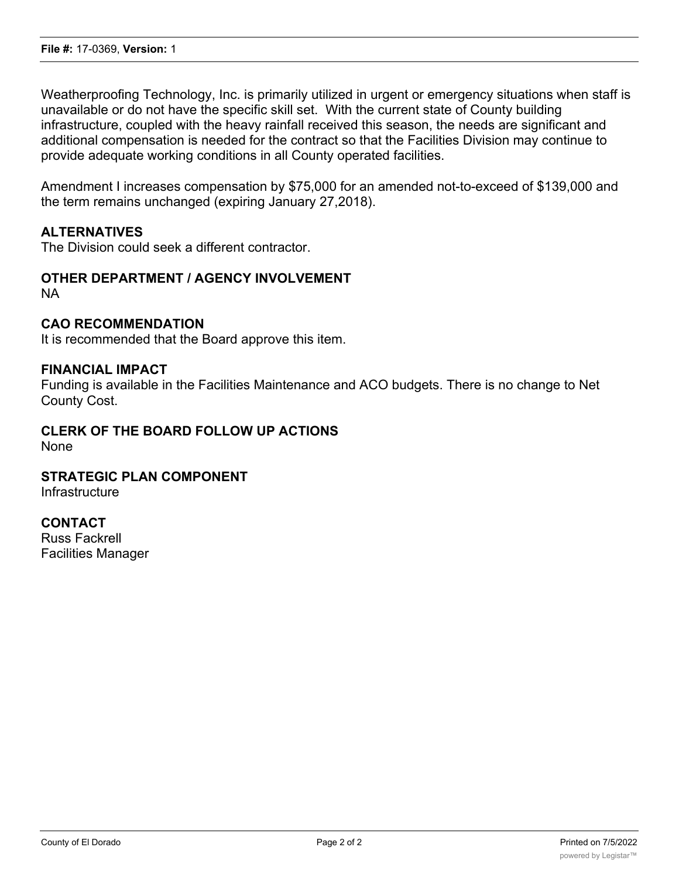Weatherproofing Technology, Inc. is primarily utilized in urgent or emergency situations when staff is unavailable or do not have the specific skill set. With the current state of County building infrastructure, coupled with the heavy rainfall received this season, the needs are significant and additional compensation is needed for the contract so that the Facilities Division may continue to provide adequate working conditions in all County operated facilities.

Amendment I increases compensation by $75,000 for an amended not-to-exceed of $139,000 and the term remains unchanged (expiring January 27,2018).

**ALTERNATIVES**
The Division could seek a different contractor.

**OTHER DEPARTMENT / AGENCY INVOLVEMENT**
NA

**CAO RECOMMENDATION**
It is recommended that the Board approve this item.

**FINANCIAL IMPACT**
Funding is available in the Facilities Maintenance and ACO budgets. There is no change to Net County Cost.

**CLERK OF THE BOARD FOLLOW UP ACTIONS**
None

**STRATEGIC PLAN COMPONENT**
Infrastructure

**CONTACT**
Russ Fackrell
Facilities Manager